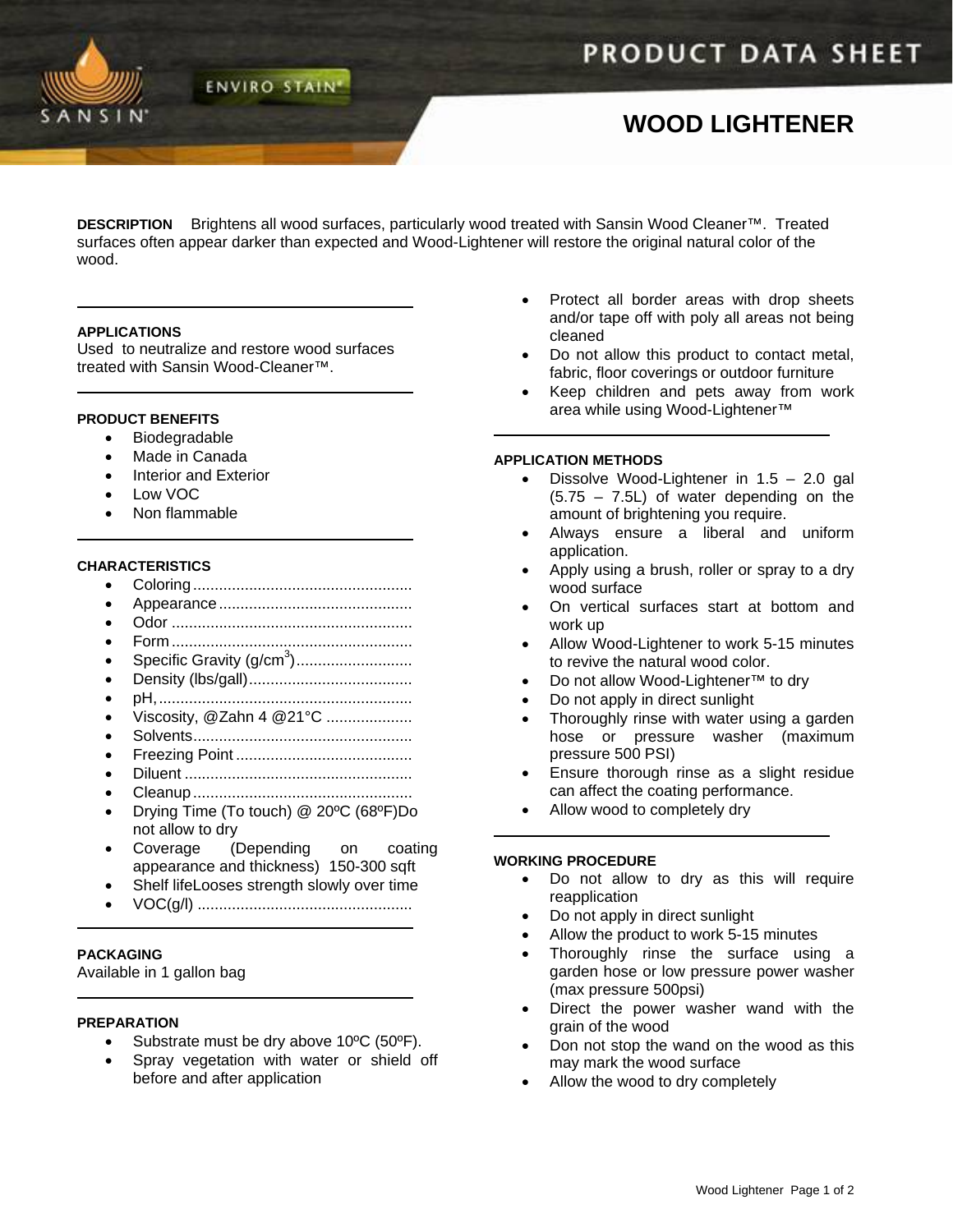# PRODUCT DATA SHEET

## WOOD LIGHTENER

**DESCRIPTION** Brightens all wood surfaces, particularly wood treated with Sansin Wood Cleaner™. Treated surfaces often appear darker than expected and Wood-Lightener will restore the original natural color of the wood.

### APPLICATIONS

Used to neutralize and restore wood surfaces treated with Sansin Wood-Cleaner™.

### PRODUCT BENEFITS

- Biodegradable
- Made in Canada
- Interior and Exterior
- Low VOC
- Non flammable

### CHARACTERISTICS

- Coloring..................................................
- Appearance.............................................
- Odor .......................................................
- Form.......................................................
- Specific Gravity (g/cm$^3$)...........................
- Density (lbs/gall)......................................
- pH,.........................................................
- Viscosity, @Zahn 4 @21°C ....................
- Solvents..................................................
- Freezing Point .........................................
- Diluent ....................................................
- Cleanup..................................................
- Drying Time (To touch) @ 20ºC (68ºF)Do not allow to dry
- Coverage (Depending on coating appearance and thickness) 150-300 sqft
- Shelf lifeLooses strength slowly over time
- VOC(g/l) .................................................

### PACKAGING

Available in 1 gallon bag

### PREPARATION

- Substrate must be dry above 10ºC (50ºF).
- Spray vegetation with water or shield off before and after application
- Protect all border areas with drop sheets and/or tape off with poly all areas not being cleaned
- Do not allow this product to contact metal, fabric, floor coverings or outdoor furniture
- Keep children and pets away from work area while using Wood-Lightener™

### APPLICATION METHODS

- Dissolve Wood-Lightener in 1.5 – 2.0 gal (5.75 – 7.5L) of water depending on the amount of brightening you require.
- Always ensure a liberal and uniform application.
- Apply using a brush, roller or spray to a dry wood surface
- On vertical surfaces start at bottom and work up
- Allow Wood-Lightener to work 5-15 minutes to revive the natural wood color.
- Do not allow Wood-Lightener™ to dry
- Do not apply in direct sunlight
- Thoroughly rinse with water using a garden hose or pressure washer (maximum pressure 500 PSI)
- Ensure thorough rinse as a slight residue can affect the coating performance.
- Allow wood to completely dry

### WORKING PROCEDURE

- Do not allow to dry as this will require reapplication
- Do not apply in direct sunlight
- Allow the product to work 5-15 minutes
- Thoroughly rinse the surface using a garden hose or low pressure power washer (max pressure 500psi)
- Direct the power washer wand with the grain of the wood
- Don not stop the wand on the wood as this may mark the wood surface
- Allow the wood to dry completely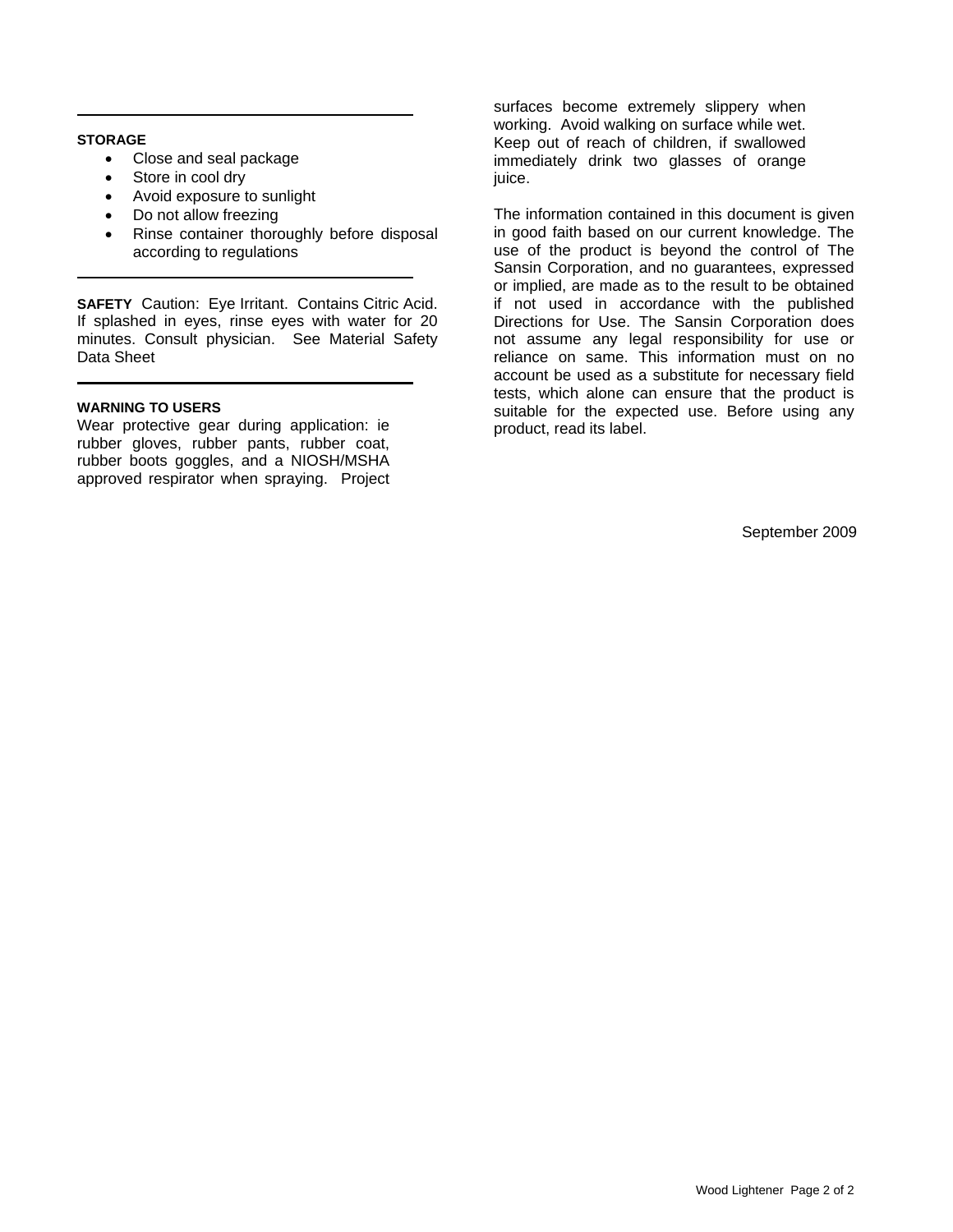**STORAGE**

- Close and seal package
- Store in cool dry
- Avoid exposure to sunlight
- Do not allow freezing
- Rinse container thoroughly before disposal according to regulations

---

**SAFETY** Caution: Eye Irritant. Contains Citric Acid. If splashed in eyes, rinse eyes with water for 20 minutes. Consult physician. See Material Safety Data Sheet

---

**WARNING TO USERS**

Wear protective gear during application: ie rubber gloves, rubber pants, rubber coat, rubber boots goggles, and a NIOSH/MSHA approved respirator when spraying. Project surfaces become extremely slippery when working. Avoid walking on surface while wet. Keep out of reach of children, if swallowed immediately drink two glasses of orange juice.

The information contained in this document is given in good faith based on our current knowledge. The use of the product is beyond the control of The Sansin Corporation, and no guarantees, expressed or implied, are made as to the result to be obtained if not used in accordance with the published Directions for Use. The Sansin Corporation does not assume any legal responsibility for use or reliance on same. This information must on no account be used as a substitute for necessary field tests, which alone can ensure that the product is suitable for the expected use. Before using any product, read its label.

September 2009